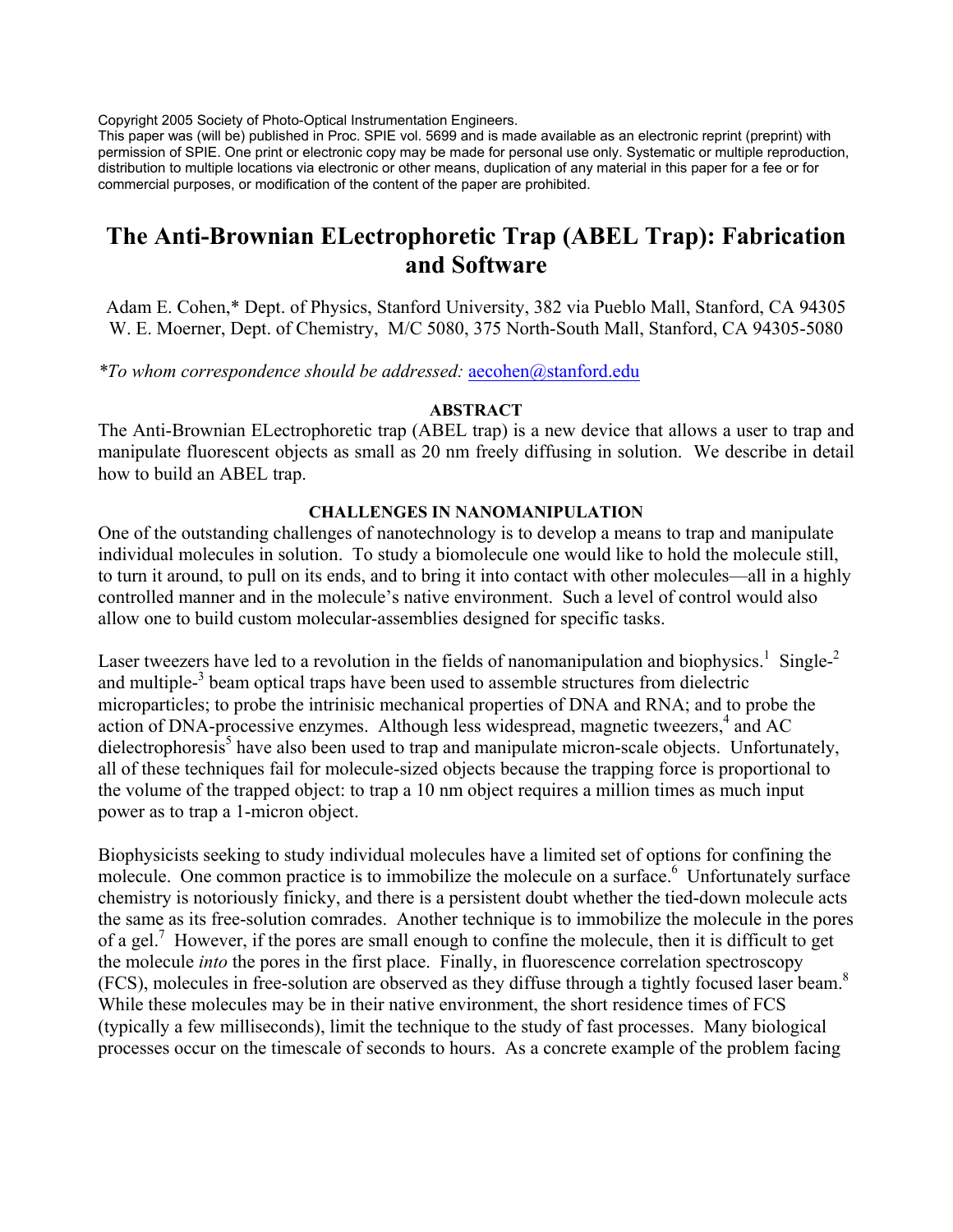Copyright 2005 Society of Photo-Optical Instrumentation Engineers.
This paper was (will be) published in Proc. SPIE vol. 5699 and is made available as an electronic reprint (preprint) with permission of SPIE. One print or electronic copy may be made for personal use only. Systematic or multiple reproduction, distribution to multiple locations via electronic or other means, duplication of any material in this paper for a fee or for commercial purposes, or modification of the content of the paper are prohibited.

# The Anti-Brownian ELectrophoretic Trap (ABEL Trap): Fabrication and Software

Adam E. Cohen,* Dept. of Physics, Stanford University, 382 via Pueblo Mall, Stanford, CA 94305
W. E. Moerner, Dept. of Chemistry, M/C 5080, 375 North-South Mall, Stanford, CA 94305-5080

*\*To whom correspondence should be addressed:* aecohen@stanford.edu

## ABSTRACT

The Anti-Brownian ELectrophoretic trap (ABEL trap) is a new device that allows a user to trap and manipulate fluorescent objects as small as 20 nm freely diffusing in solution. We describe in detail how to build an ABEL trap.

## CHALLENGES IN NANOMANIPULATION

One of the outstanding challenges of nanotechnology is to develop a means to trap and manipulate individual molecules in solution. To study a biomolecule one would like to hold the molecule still, to turn it around, to pull on its ends, and to bring it into contact with other molecules—all in a highly controlled manner and in the molecule's native environment. Such a level of control would also allow one to build custom molecular-assemblies designed for specific tasks.

Laser tweezers have led to a revolution in the fields of nanomanipulation and biophysics.[1] Single-[2] and multiple-[3] beam optical traps have been used to assemble structures from dielectric microparticles; to probe the intrinisic mechanical properties of DNA and RNA; and to probe the action of DNA-processive enzymes. Although less widespread, magnetic tweezers,[4] and AC dielectrophoresis[5] have also been used to trap and manipulate micron-scale objects. Unfortunately, all of these techniques fail for molecule-sized objects because the trapping force is proportional to the volume of the trapped object: to trap a 10 nm object requires a million times as much input power as to trap a 1-micron object.

Biophysicists seeking to study individual molecules have a limited set of options for confining the molecule. One common practice is to immobilize the molecule on a surface.[6] Unfortunately surface chemistry is notoriously finicky, and there is a persistent doubt whether the tied-down molecule acts the same as its free-solution comrades. Another technique is to immobilize the molecule in the pores of a gel.[7] However, if the pores are small enough to confine the molecule, then it is difficult to get the molecule *into* the pores in the first place. Finally, in fluorescence correlation spectroscopy (FCS), molecules in free-solution are observed as they diffuse through a tightly focused laser beam.[8] While these molecules may be in their native environment, the short residence times of FCS (typically a few milliseconds), limit the technique to the study of fast processes. Many biological processes occur on the timescale of seconds to hours. As a concrete example of the problem facing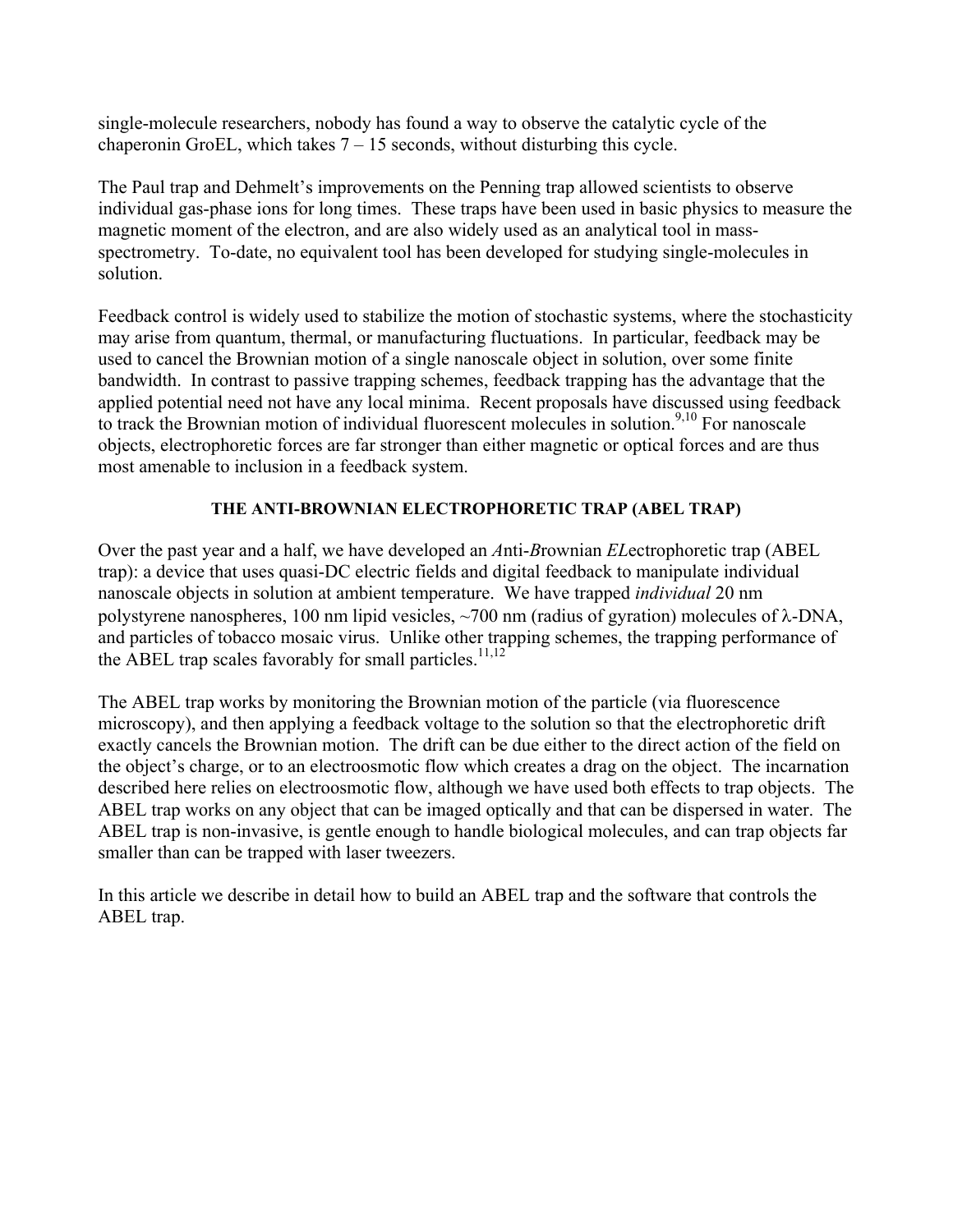single-molecule researchers, nobody has found a way to observe the catalytic cycle of the chaperonin GroEL, which takes 7 – 15 seconds, without disturbing this cycle.

The Paul trap and Dehmelt's improvements on the Penning trap allowed scientists to observe individual gas-phase ions for long times. These traps have been used in basic physics to measure the magnetic moment of the electron, and are also widely used as an analytical tool in mass-spectrometry. To-date, no equivalent tool has been developed for studying single-molecules in solution.

Feedback control is widely used to stabilize the motion of stochastic systems, where the stochasticity may arise from quantum, thermal, or manufacturing fluctuations. In particular, feedback may be used to cancel the Brownian motion of a single nanoscale object in solution, over some finite bandwidth. In contrast to passive trapping schemes, feedback trapping has the advantage that the applied potential need not have any local minima. Recent proposals have discussed using feedback to track the Brownian motion of individual fluorescent molecules in solution.[9,10] For nanoscale objects, electrophoretic forces are far stronger than either magnetic or optical forces and are thus most amenable to inclusion in a feedback system.

## THE ANTI-BROWNIAN ELECTROPHORETIC TRAP (ABEL TRAP)

Over the past year and a half, we have developed an *A*nti-*B*rownian *EL*ectrophoretic trap (ABEL trap): a device that uses quasi-DC electric fields and digital feedback to manipulate individual nanoscale objects in solution at ambient temperature. We have trapped *individual* 20 nm polystyrene nanospheres, 100 nm lipid vesicles, ~700 nm (radius of gyration) molecules of λ-DNA, and particles of tobacco mosaic virus. Unlike other trapping schemes, the trapping performance of the ABEL trap scales favorably for small particles.[11,12]

The ABEL trap works by monitoring the Brownian motion of the particle (via fluorescence microscopy), and then applying a feedback voltage to the solution so that the electrophoretic drift exactly cancels the Brownian motion. The drift can be due either to the direct action of the field on the object's charge, or to an electroosmotic flow which creates a drag on the object. The incarnation described here relies on electroosmotic flow, although we have used both effects to trap objects. The ABEL trap works on any object that can be imaged optically and that can be dispersed in water. The ABEL trap is non-invasive, is gentle enough to handle biological molecules, and can trap objects far smaller than can be trapped with laser tweezers.

In this article we describe in detail how to build an ABEL trap and the software that controls the ABEL trap.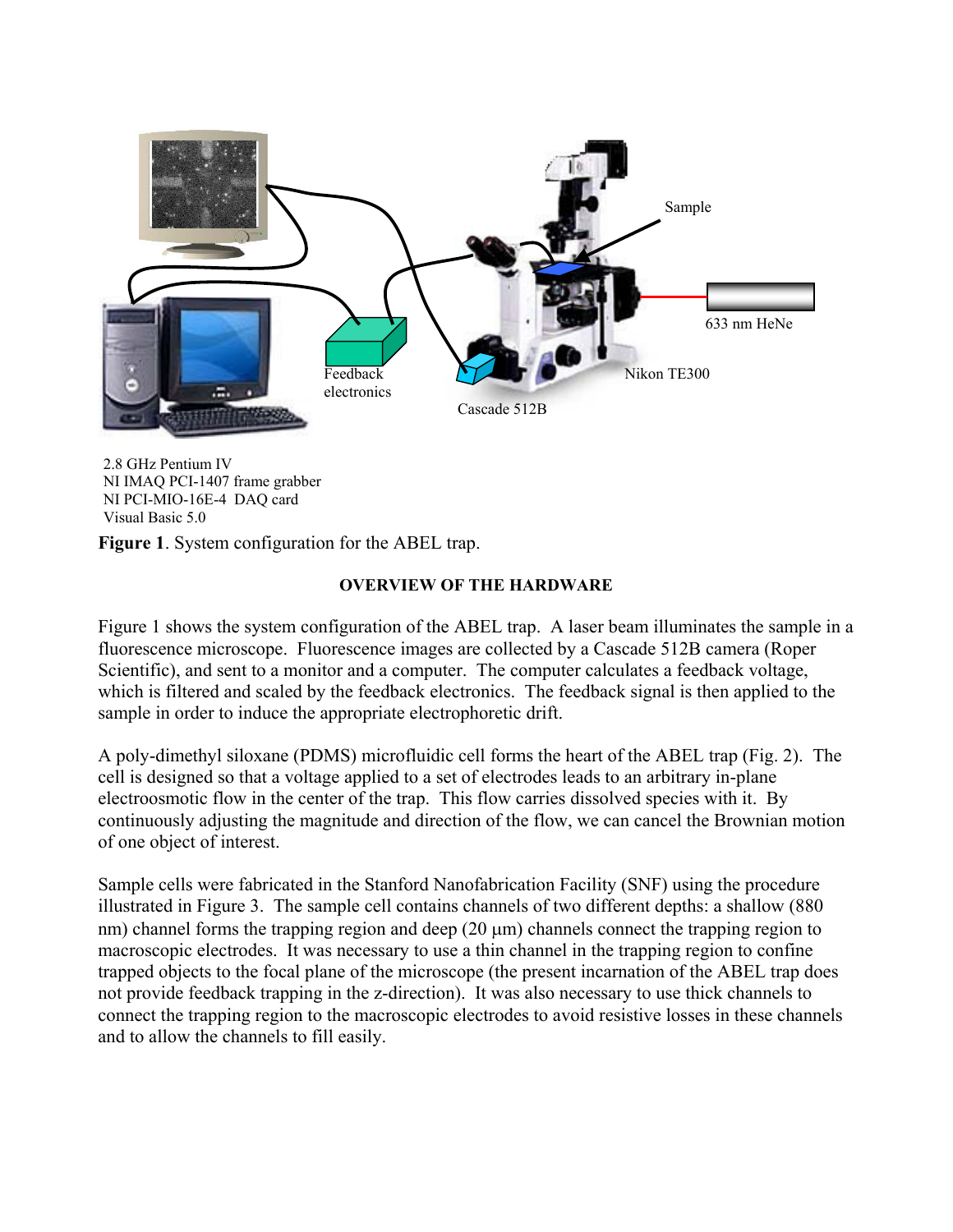2.8 GHz Pentium IV
NI IMAQ PCI-1407 frame grabber
NI PCI-MIO-16E-4 DAQ card
Visual Basic 5.0

**Figure 1**. System configuration for the ABEL trap.

## OVERVIEW OF THE HARDWARE

Figure 1 shows the system configuration of the ABEL trap. A laser beam illuminates the sample in a fluorescence microscope. Fluorescence images are collected by a Cascade 512B camera (Roper Scientific), and sent to a monitor and a computer. The computer calculates a feedback voltage, which is filtered and scaled by the feedback electronics. The feedback signal is then applied to the sample in order to induce the appropriate electrophoretic drift.

A poly-dimethyl siloxane (PDMS) microfluidic cell forms the heart of the ABEL trap (Fig. 2). The cell is designed so that a voltage applied to a set of electrodes leads to an arbitrary in-plane electroosmotic flow in the center of the trap. This flow carries dissolved species with it. By continuously adjusting the magnitude and direction of the flow, we can cancel the Brownian motion of one object of interest.

Sample cells were fabricated in the Stanford Nanofabrication Facility (SNF) using the procedure illustrated in Figure 3. The sample cell contains channels of two different depths: a shallow (880 nm) channel forms the trapping region and deep (20 μm) channels connect the trapping region to macroscopic electrodes. It was necessary to use a thin channel in the trapping region to confine trapped objects to the focal plane of the microscope (the present incarnation of the ABEL trap does not provide feedback trapping in the z-direction). It was also necessary to use thick channels to connect the trapping region to the macroscopic electrodes to avoid resistive losses in these channels and to allow the channels to fill easily.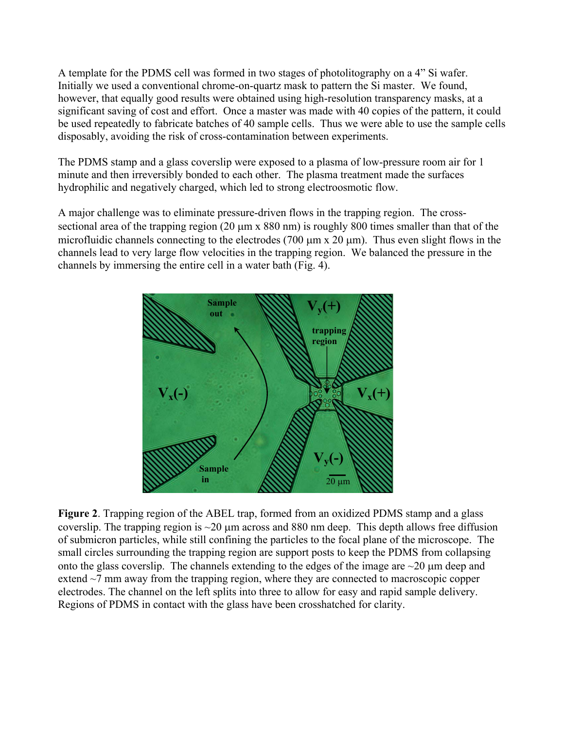A template for the PDMS cell was formed in two stages of photolitography on a 4" Si wafer. Initially we used a conventional chrome-on-quartz mask to pattern the Si master. We found, however, that equally good results were obtained using high-resolution transparency masks, at a significant saving of cost and effort. Once a master was made with 40 copies of the pattern, it could be used repeatedly to fabricate batches of 40 sample cells. Thus we were able to use the sample cells disposably, avoiding the risk of cross-contamination between experiments.

The PDMS stamp and a glass coverslip were exposed to a plasma of low-pressure room air for 1 minute and then irreversibly bonded to each other. The plasma treatment made the surfaces hydrophilic and negatively charged, which led to strong electroosmotic flow.

A major challenge was to eliminate pressure-driven flows in the trapping region. The cross-sectional area of the trapping region (20 μm x 880 nm) is roughly 800 times smaller than that of the microfluidic channels connecting to the electrodes (700 μm x 20 μm). Thus even slight flows in the channels lead to very large flow velocities in the trapping region. We balanced the pressure in the channels by immersing the entire cell in a water bath (Fig. 4).

**Figure 2**. Trapping region of the ABEL trap, formed from an oxidized PDMS stamp and a glass coverslip. The trapping region is ~20 μm across and 880 nm deep. This depth allows free diffusion of submicron particles, while still confining the particles to the focal plane of the microscope. The small circles surrounding the trapping region are support posts to keep the PDMS from collapsing onto the glass coverslip. The channels extending to the edges of the image are ~20 μm deep and extend ~7 mm away from the trapping region, where they are connected to macroscopic copper electrodes. The channel on the left splits into three to allow for easy and rapid sample delivery. Regions of PDMS in contact with the glass have been crosshatched for clarity.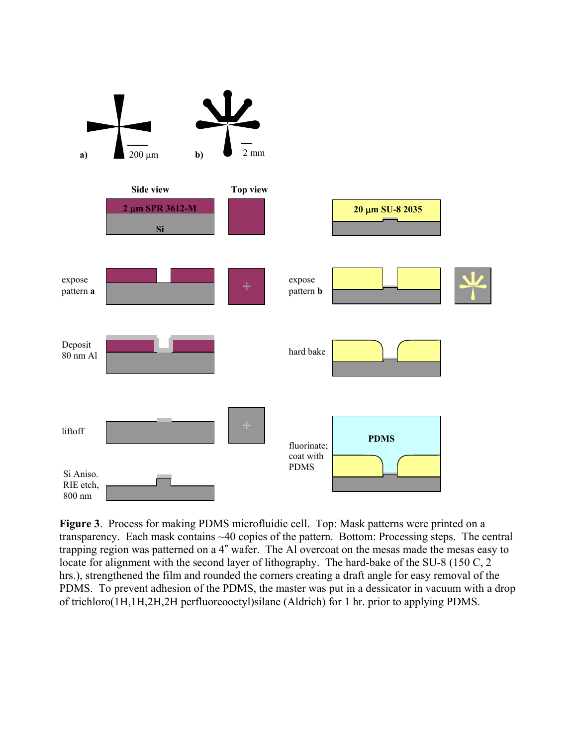**Figure 3**. Process for making PDMS microfluidic cell. Top: Mask patterns were printed on a transparency. Each mask contains ~40 copies of the pattern. Bottom: Processing steps. The central trapping region was patterned on a 4" wafer. The Al overcoat on the mesas made the mesas easy to locate for alignment with the second layer of lithography. The hard-bake of the SU-8 (150 C, 2 hrs.), strengthened the film and rounded the corners creating a draft angle for easy removal of the PDMS. To prevent adhesion of the PDMS, the master was put in a dessicator in vacuum with a drop of trichloro(1H,1H,2H,2H perfluoreooctyl)silane (Aldrich) for 1 hr. prior to applying PDMS.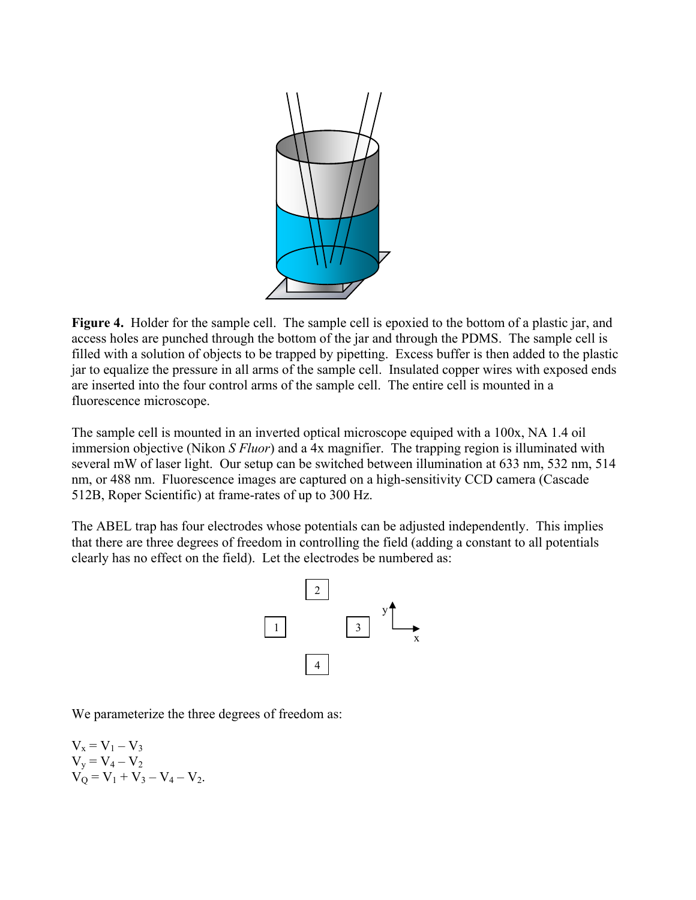**Figure 4.** Holder for the sample cell. The sample cell is epoxied to the bottom of a plastic jar, and access holes are punched through the bottom of the jar and through the PDMS. The sample cell is filled with a solution of objects to be trapped by pipetting. Excess buffer is then added to the plastic jar to equalize the pressure in all arms of the sample cell. Insulated copper wires with exposed ends are inserted into the four control arms of the sample cell. The entire cell is mounted in a fluorescence microscope.

The sample cell is mounted in an inverted optical microscope equiped with a 100x, NA 1.4 oil immersion objective (Nikon *S Fluor*) and a 4x magnifier. The trapping region is illuminated with several mW of laser light. Our setup can be switched between illumination at 633 nm, 532 nm, 514 nm, or 488 nm. Fluorescence images are captured on a high-sensitivity CCD camera (Cascade 512B, Roper Scientific) at frame-rates of up to 300 Hz.

The ABEL trap has four electrodes whose potentials can be adjusted independently. This implies that there are three degrees of freedom in controlling the field (adding a constant to all potentials clearly has no effect on the field). Let the electrodes be numbered as:

```
        [2]
                    y
[1]           [3]   |__ x

        [4]
```

We parameterize the three degrees of freedom as:

$V_x = V_1 - V_3$
$V_y = V_4 - V_2$
$V_Q = V_1 + V_3 - V_4 - V_2$.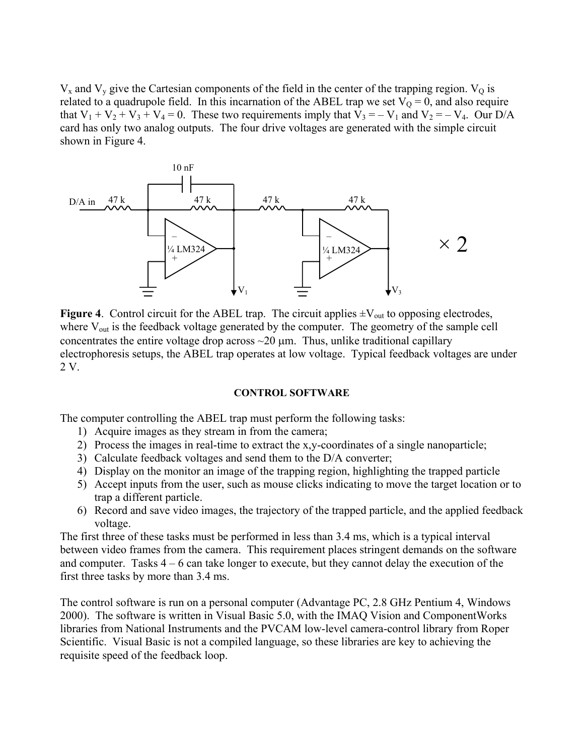$V_x$ and $V_y$ give the Cartesian components of the field in the center of the trapping region. $V_Q$ is related to a quadrupole field. In this incarnation of the ABEL trap we set $V_Q = 0$, and also require that $V_1 + V_2 + V_3 + V_4 = 0$. These two requirements imply that $V_3 = -V_1$ and $V_2 = -V_4$. Our D/A card has only two analog outputs. The four drive voltages are generated with the simple circuit shown in Figure 4.

**Figure 4**. Control circuit for the ABEL trap. The circuit applies $\pm V_{out}$ to opposing electrodes, where $V_{out}$ is the feedback voltage generated by the computer. The geometry of the sample cell concentrates the entire voltage drop across ~20 μm. Thus, unlike traditional capillary electrophoresis setups, the ABEL trap operates at low voltage. Typical feedback voltages are under 2 V.

### CONTROL SOFTWARE

The computer controlling the ABEL trap must perform the following tasks:

1) Acquire images as they stream in from the camera;
2) Process the images in real-time to extract the x,y-coordinates of a single nanoparticle;
3) Calculate feedback voltages and send them to the D/A converter;
4) Display on the monitor an image of the trapping region, highlighting the trapped particle
5) Accept inputs from the user, such as mouse clicks indicating to move the target location or to trap a different particle.
6) Record and save video images, the trajectory of the trapped particle, and the applied feedback voltage.

The first three of these tasks must be performed in less than 3.4 ms, which is a typical interval between video frames from the camera. This requirement places stringent demands on the software and computer. Tasks 4 – 6 can take longer to execute, but they cannot delay the execution of the first three tasks by more than 3.4 ms.

The control software is run on a personal computer (Advantage PC, 2.8 GHz Pentium 4, Windows 2000). The software is written in Visual Basic 5.0, with the IMAQ Vision and ComponentWorks libraries from National Instruments and the PVCAM low-level camera-control library from Roper Scientific. Visual Basic is not a compiled language, so these libraries are key to achieving the requisite speed of the feedback loop.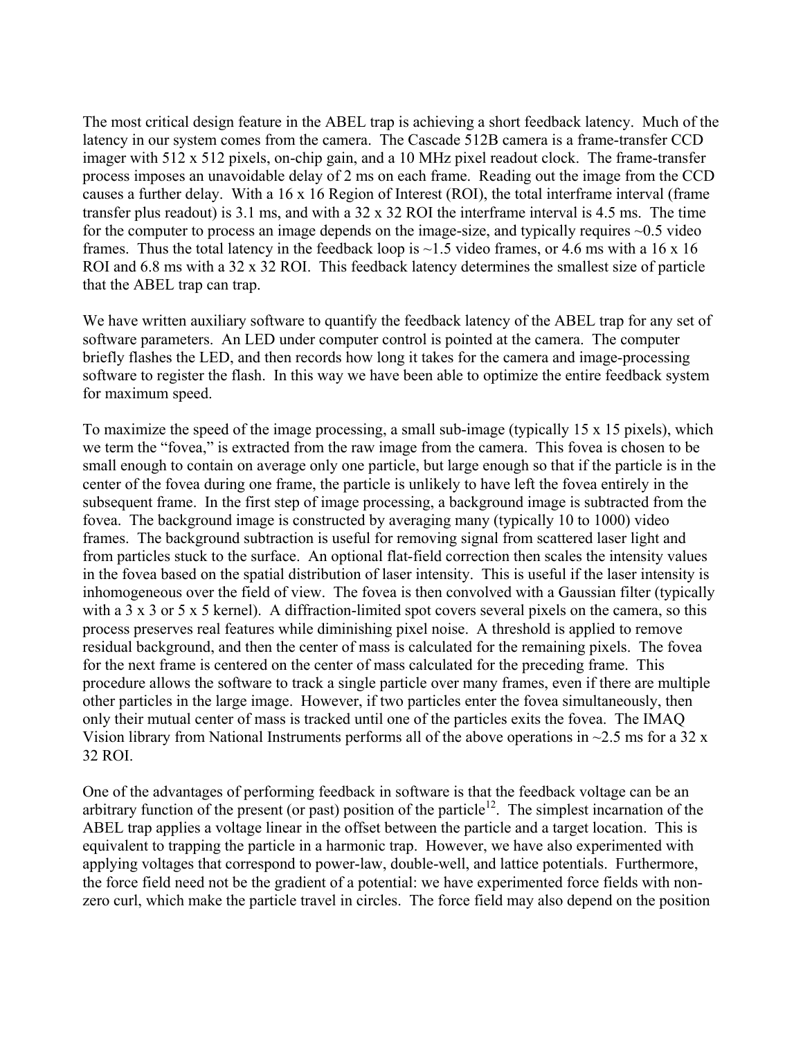The most critical design feature in the ABEL trap is achieving a short feedback latency. Much of the latency in our system comes from the camera. The Cascade 512B camera is a frame-transfer CCD imager with 512 x 512 pixels, on-chip gain, and a 10 MHz pixel readout clock. The frame-transfer process imposes an unavoidable delay of 2 ms on each frame. Reading out the image from the CCD causes a further delay. With a 16 x 16 Region of Interest (ROI), the total interframe interval (frame transfer plus readout) is 3.1 ms, and with a 32 x 32 ROI the interframe interval is 4.5 ms. The time for the computer to process an image depends on the image-size, and typically requires ~0.5 video frames. Thus the total latency in the feedback loop is ~1.5 video frames, or 4.6 ms with a 16 x 16 ROI and 6.8 ms with a 32 x 32 ROI. This feedback latency determines the smallest size of particle that the ABEL trap can trap.

We have written auxiliary software to quantify the feedback latency of the ABEL trap for any set of software parameters. An LED under computer control is pointed at the camera. The computer briefly flashes the LED, and then records how long it takes for the camera and image-processing software to register the flash. In this way we have been able to optimize the entire feedback system for maximum speed.

To maximize the speed of the image processing, a small sub-image (typically 15 x 15 pixels), which we term the "fovea," is extracted from the raw image from the camera. This fovea is chosen to be small enough to contain on average only one particle, but large enough so that if the particle is in the center of the fovea during one frame, the particle is unlikely to have left the fovea entirely in the subsequent frame. In the first step of image processing, a background image is subtracted from the fovea. The background image is constructed by averaging many (typically 10 to 1000) video frames. The background subtraction is useful for removing signal from scattered laser light and from particles stuck to the surface. An optional flat-field correction then scales the intensity values in the fovea based on the spatial distribution of laser intensity. This is useful if the laser intensity is inhomogeneous over the field of view. The fovea is then convolved with a Gaussian filter (typically with a 3 x 3 or 5 x 5 kernel). A diffraction-limited spot covers several pixels on the camera, so this process preserves real features while diminishing pixel noise. A threshold is applied to remove residual background, and then the center of mass is calculated for the remaining pixels. The fovea for the next frame is centered on the center of mass calculated for the preceding frame. This procedure allows the software to track a single particle over many frames, even if there are multiple other particles in the large image. However, if two particles enter the fovea simultaneously, then only their mutual center of mass is tracked until one of the particles exits the fovea. The IMAQ Vision library from National Instruments performs all of the above operations in ~2.5 ms for a 32 x 32 ROI.

One of the advantages of performing feedback in software is that the feedback voltage can be an arbitrary function of the present (or past) position of the particle[12]. The simplest incarnation of the ABEL trap applies a voltage linear in the offset between the particle and a target location. This is equivalent to trapping the particle in a harmonic trap. However, we have also experimented with applying voltages that correspond to power-law, double-well, and lattice potentials. Furthermore, the force field need not be the gradient of a potential: we have experimented force fields with non-zero curl, which make the particle travel in circles. The force field may also depend on the position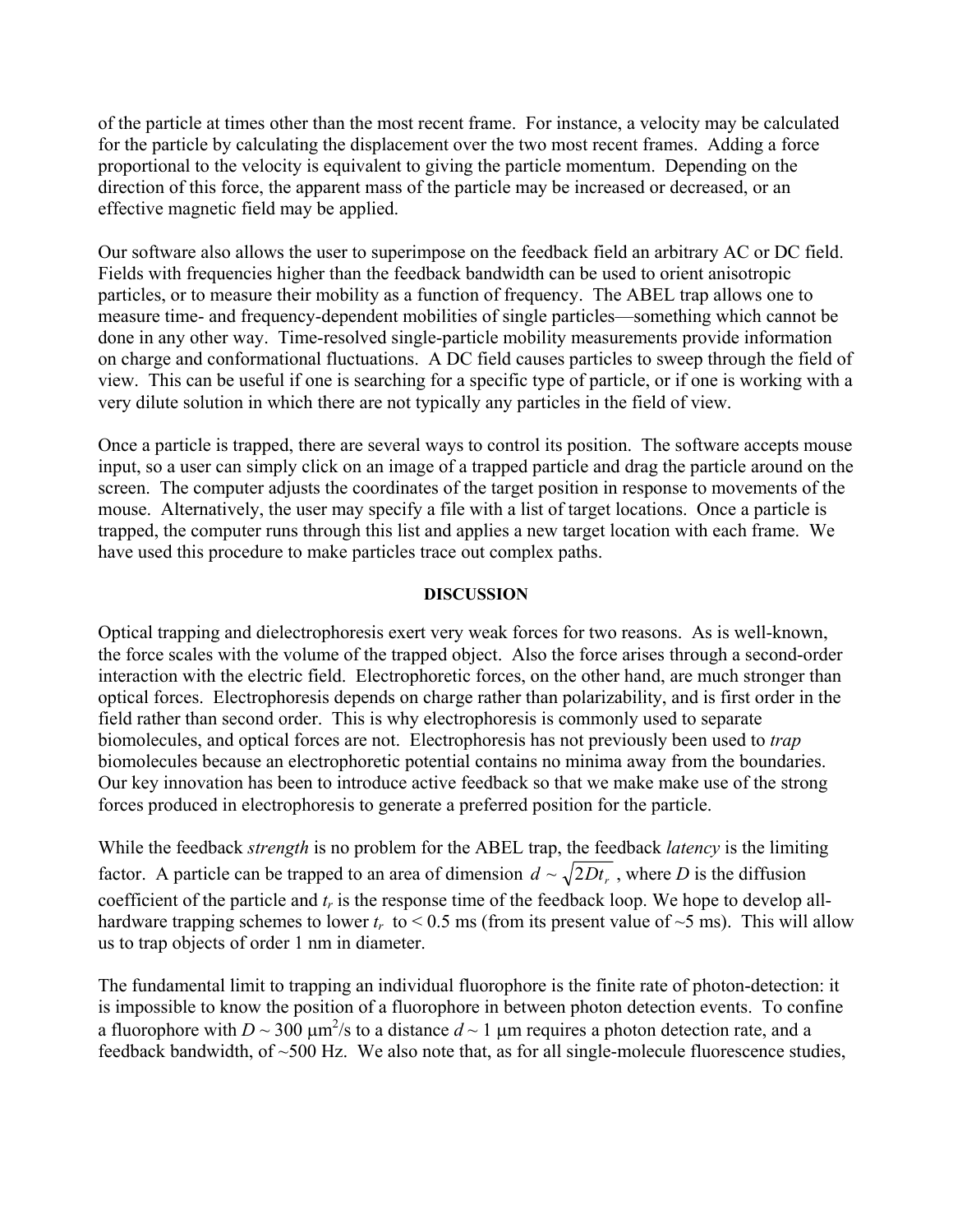of the particle at times other than the most recent frame. For instance, a velocity may be calculated for the particle by calculating the displacement over the two most recent frames. Adding a force proportional to the velocity is equivalent to giving the particle momentum. Depending on the direction of this force, the apparent mass of the particle may be increased or decreased, or an effective magnetic field may be applied.

Our software also allows the user to superimpose on the feedback field an arbitrary AC or DC field. Fields with frequencies higher than the feedback bandwidth can be used to orient anisotropic particles, or to measure their mobility as a function of frequency. The ABEL trap allows one to measure time- and frequency-dependent mobilities of single particles—something which cannot be done in any other way. Time-resolved single-particle mobility measurements provide information on charge and conformational fluctuations. A DC field causes particles to sweep through the field of view. This can be useful if one is searching for a specific type of particle, or if one is working with a very dilute solution in which there are not typically any particles in the field of view.

Once a particle is trapped, there are several ways to control its position. The software accepts mouse input, so a user can simply click on an image of a trapped particle and drag the particle around on the screen. The computer adjusts the coordinates of the target position in response to movements of the mouse. Alternatively, the user may specify a file with a list of target locations. Once a particle is trapped, the computer runs through this list and applies a new target location with each frame. We have used this procedure to make particles trace out complex paths.

## DISCUSSION

Optical trapping and dielectrophoresis exert very weak forces for two reasons. As is well-known, the force scales with the volume of the trapped object. Also the force arises through a second-order interaction with the electric field. Electrophoretic forces, on the other hand, are much stronger than optical forces. Electrophoresis depends on charge rather than polarizability, and is first order in the field rather than second order. This is why electrophoresis is commonly used to separate biomolecules, and optical forces are not. Electrophoresis has not previously been used to *trap* biomolecules because an electrophoretic potential contains no minima away from the boundaries. Our key innovation has been to introduce active feedback so that we make make use of the strong forces produced in electrophoresis to generate a preferred position for the particle.

While the feedback *strength* is no problem for the ABEL trap, the feedback *latency* is the limiting factor. A particle can be trapped to an area of dimension $d \sim \sqrt{2Dt_r}$, where $D$ is the diffusion coefficient of the particle and $t_r$ is the response time of the feedback loop. We hope to develop all-hardware trapping schemes to lower $t_r$ to < 0.5 ms (from its present value of ~5 ms). This will allow us to trap objects of order 1 nm in diameter.

The fundamental limit to trapping an individual fluorophore is the finite rate of photon-detection: it is impossible to know the position of a fluorophore in between photon detection events. To confine a fluorophore with $D \sim 300$ μm$^2$/s to a distance $d \sim 1$ μm requires a photon detection rate, and a feedback bandwidth, of ~500 Hz. We also note that, as for all single-molecule fluorescence studies,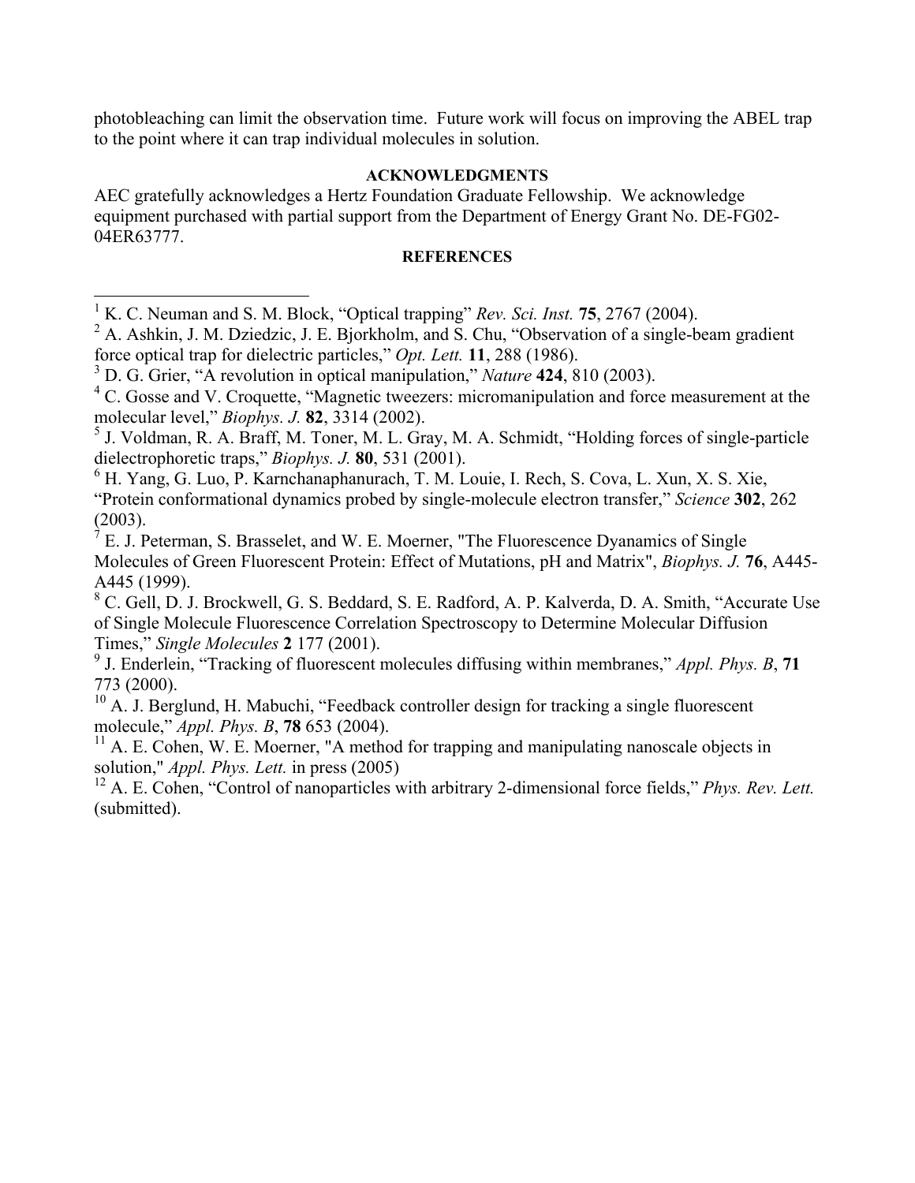photobleaching can limit the observation time. Future work will focus on improving the ABEL trap to the point where it can trap individual molecules in solution.

## ACKNOWLEDGMENTS

AEC gratefully acknowledges a Hertz Foundation Graduate Fellowship. We acknowledge equipment purchased with partial support from the Department of Energy Grant No. DE-FG02-04ER63777.

## REFERENCES

[1] K. C. Neuman and S. M. Block, "Optical trapping" *Rev. Sci. Inst.* **75**, 2767 (2004).

[2] A. Ashkin, J. M. Dziedzic, J. E. Bjorkholm, and S. Chu, "Observation of a single-beam gradient force optical trap for dielectric particles," *Opt. Lett.* **11**, 288 (1986).

[3] D. G. Grier, "A revolution in optical manipulation," *Nature* **424**, 810 (2003).

[4] C. Gosse and V. Croquette, "Magnetic tweezers: micromanipulation and force measurement at the molecular level," *Biophys. J.* **82**, 3314 (2002).

[5] J. Voldman, R. A. Braff, M. Toner, M. L. Gray, M. A. Schmidt, "Holding forces of single-particle dielectrophoretic traps," *Biophys. J.* **80**, 531 (2001).

[6] H. Yang, G. Luo, P. Karnchanaphanurach, T. M. Louie, I. Rech, S. Cova, L. Xun, X. S. Xie, "Protein conformational dynamics probed by single-molecule electron transfer," *Science* **302**, 262 (2003).

[7] E. J. Peterman, S. Brasselet, and W. E. Moerner, "The Fluorescence Dyanamics of Single Molecules of Green Fluorescent Protein: Effect of Mutations, pH and Matrix", *Biophys. J.* **76**, A445-A445 (1999).

[8] C. Gell, D. J. Brockwell, G. S. Beddard, S. E. Radford, A. P. Kalverda, D. A. Smith, "Accurate Use of Single Molecule Fluorescence Correlation Spectroscopy to Determine Molecular Diffusion Times," *Single Molecules* **2** 177 (2001).

[9] J. Enderlein, "Tracking of fluorescent molecules diffusing within membranes," *Appl. Phys. B*, **71** 773 (2000).

[10] A. J. Berglund, H. Mabuchi, "Feedback controller design for tracking a single fluorescent molecule," *Appl. Phys. B*, **78** 653 (2004).

[11] A. E. Cohen, W. E. Moerner, "A method for trapping and manipulating nanoscale objects in solution," *Appl. Phys. Lett.* in press (2005)

[12] A. E. Cohen, "Control of nanoparticles with arbitrary 2-dimensional force fields," *Phys. Rev. Lett.* (submitted).